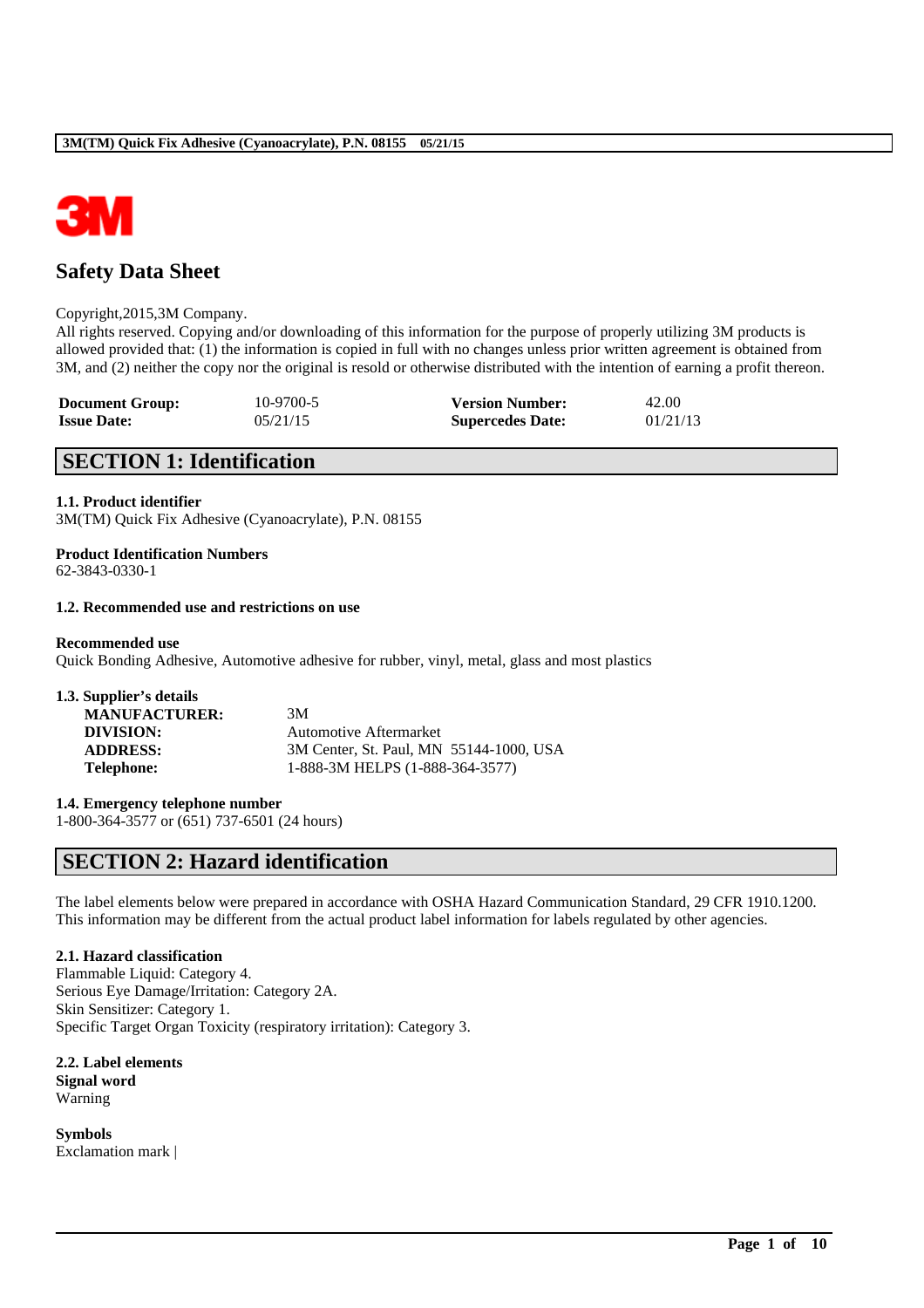# Safety Data Sheet

Copyright,2015,3M Company.
All rights reserved. Copying and/or downloading of this information for the purpose of properly utilizing 3M products is allowed provided that: (1) the information is copied in full with no changes unless prior written agreement is obtained from 3M, and (2) neither the copy nor the original is resold or otherwise distributed with the intention of earning a profit thereon.

| | | | |
|---|---|---|---|
| **Document Group:** | 10-9700-5 | **Version Number:** | 42.00 |
| **Issue Date:** | 05/21/15 | **Supercedes Date:** | 01/21/13 |

## SECTION 1: Identification

**1.1. Product identifier**
3M(TM) Quick Fix Adhesive (Cyanoacrylate), P.N. 08155

**Product Identification Numbers**
62-3843-0330-1

**1.2. Recommended use and restrictions on use**

**Recommended use**
Quick Bonding Adhesive, Automotive adhesive for rubber, vinyl, metal, glass and most plastics

**1.3. Supplier's details**

| | |
|---|---|
| **MANUFACTURER:** | 3M |
| **DIVISION:** | Automotive Aftermarket |
| **ADDRESS:** | 3M Center, St. Paul, MN 55144-1000, USA |
| **Telephone:** | 1-888-3M HELPS (1-888-364-3577) |

**1.4. Emergency telephone number**
1-800-364-3577 or (651) 737-6501 (24 hours)

## SECTION 2: Hazard identification

The label elements below were prepared in accordance with OSHA Hazard Communication Standard, 29 CFR 1910.1200. This information may be different from the actual product label information for labels regulated by other agencies.

**2.1. Hazard classification**
Flammable Liquid: Category 4.
Serious Eye Damage/Irritation: Category 2A.
Skin Sensitizer: Category 1.
Specific Target Organ Toxicity (respiratory irritation): Category 3.

**2.2. Label elements**
**Signal word**
Warning

**Symbols**
Exclamation mark |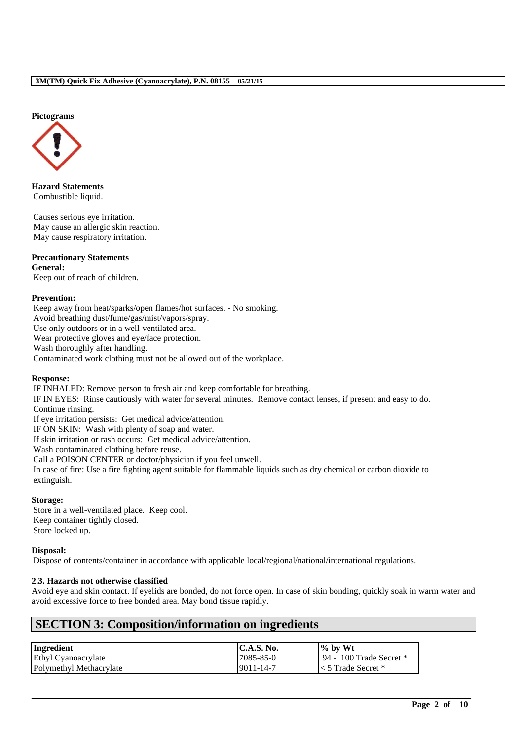**Pictograms**

**Hazard Statements**

Combustible liquid.

Causes serious eye irritation.
May cause an allergic skin reaction.
May cause respiratory irritation.

**Precautionary Statements**

**General:**

Keep out of reach of children.

**Prevention:**

Keep away from heat/sparks/open flames/hot surfaces. - No smoking.
Avoid breathing dust/fume/gas/mist/vapors/spray.
Use only outdoors or in a well-ventilated area.
Wear protective gloves and eye/face protection.
Wash thoroughly after handling.
Contaminated work clothing must not be allowed out of the workplace.

**Response:**

IF INHALED: Remove person to fresh air and keep comfortable for breathing.
IF IN EYES: Rinse cautiously with water for several minutes. Remove contact lenses, if present and easy to do. Continue rinsing.
If eye irritation persists: Get medical advice/attention.
IF ON SKIN: Wash with plenty of soap and water.
If skin irritation or rash occurs: Get medical advice/attention.
Wash contaminated clothing before reuse.
Call a POISON CENTER or doctor/physician if you feel unwell.
In case of fire: Use a fire fighting agent suitable for flammable liquids such as dry chemical or carbon dioxide to extinguish.

**Storage:**

Store in a well-ventilated place. Keep cool.
Keep container tightly closed.
Store locked up.

**Disposal:**

Dispose of contents/container in accordance with applicable local/regional/national/international regulations.

**2.3. Hazards not otherwise classified**

Avoid eye and skin contact. If eyelids are bonded, do not force open. In case of skin bonding, quickly soak in warm water and avoid excessive force to free bonded area. May bond tissue rapidly.

## SECTION 3: Composition/information on ingredients

| Ingredient | C.A.S. No. | % by Wt |
|---|---|---|
| Ethyl Cyanoacrylate | 7085-85-0 | 94 - 100 Trade Secret * |
| Polymethyl Methacrylate | 9011-14-7 | < 5 Trade Secret * |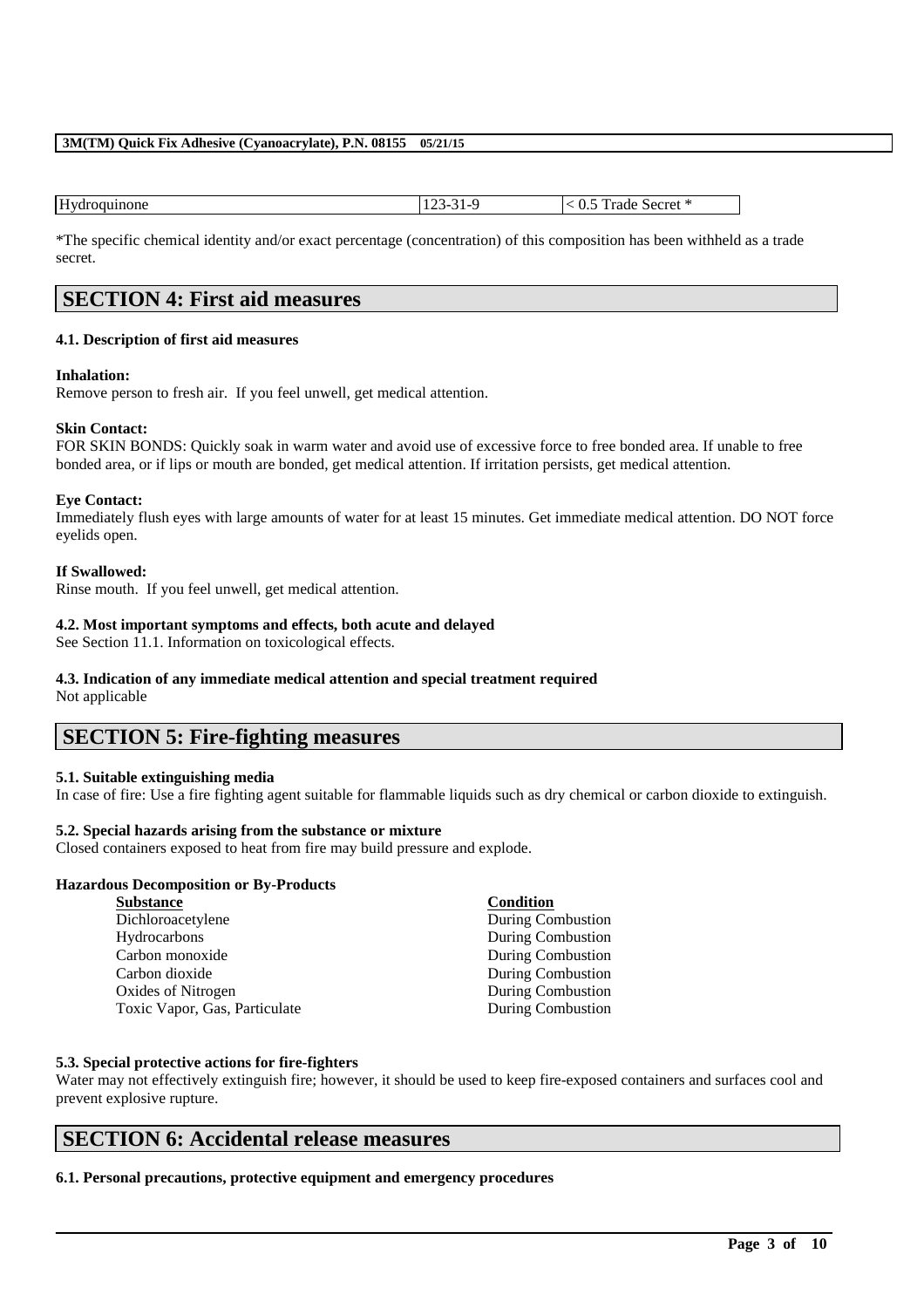| Hydroquinone | 123-31-9 | < 0.5 Trade Secret * |
|---|---|---|

*The specific chemical identity and/or exact percentage (concentration) of this composition has been withheld as a trade secret.

## SECTION 4: First aid measures

### 4.1. Description of first aid measures

**Inhalation:**
Remove person to fresh air. If you feel unwell, get medical attention.

**Skin Contact:**
FOR SKIN BONDS: Quickly soak in warm water and avoid use of excessive force to free bonded area. If unable to free bonded area, or if lips or mouth are bonded, get medical attention. If irritation persists, get medical attention.

**Eye Contact:**
Immediately flush eyes with large amounts of water for at least 15 minutes. Get immediate medical attention. DO NOT force eyelids open.

**If Swallowed:**
Rinse mouth. If you feel unwell, get medical attention.

### 4.2. Most important symptoms and effects, both acute and delayed

See Section 11.1. Information on toxicological effects.

### 4.3. Indication of any immediate medical attention and special treatment required

Not applicable

## SECTION 5: Fire-fighting measures

### 5.1. Suitable extinguishing media

In case of fire: Use a fire fighting agent suitable for flammable liquids such as dry chemical or carbon dioxide to extinguish.

### 5.2. Special hazards arising from the substance or mixture

Closed containers exposed to heat from fire may build pressure and explode.

**Hazardous Decomposition or By-Products**

| Substance | Condition |
|---|---|
| Dichloroacetylene | During Combustion |
| Hydrocarbons | During Combustion |
| Carbon monoxide | During Combustion |
| Carbon dioxide | During Combustion |
| Oxides of Nitrogen | During Combustion |
| Toxic Vapor, Gas, Particulate | During Combustion |

### 5.3. Special protective actions for fire-fighters

Water may not effectively extinguish fire; however, it should be used to keep fire-exposed containers and surfaces cool and prevent explosive rupture.

## SECTION 6: Accidental release measures

### 6.1. Personal precautions, protective equipment and emergency procedures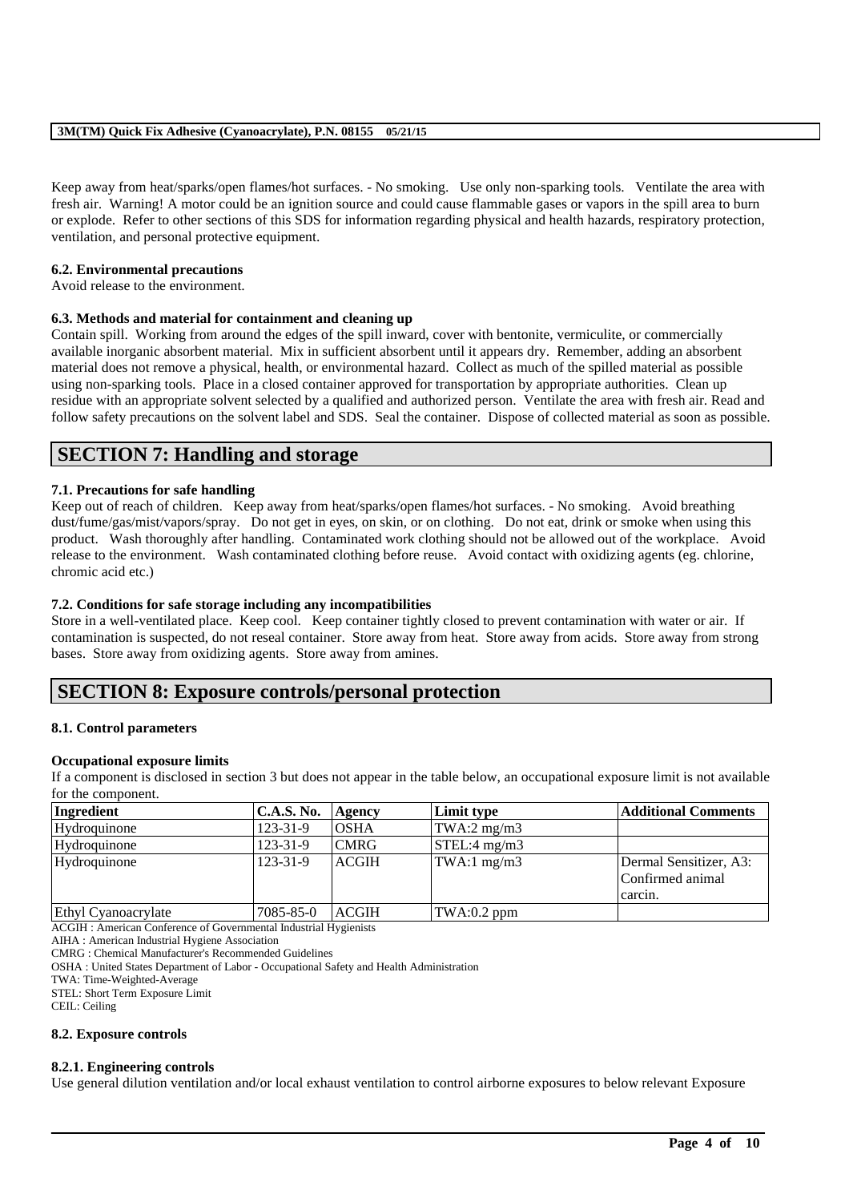Keep away from heat/sparks/open flames/hot surfaces. - No smoking. Use only non-sparking tools. Ventilate the area with fresh air. Warning! A motor could be an ignition source and could cause flammable gases or vapors in the spill area to burn or explode. Refer to other sections of this SDS for information regarding physical and health hazards, respiratory protection, ventilation, and personal protective equipment.

### 6.2. Environmental precautions

Avoid release to the environment.

### 6.3. Methods and material for containment and cleaning up

Contain spill. Working from around the edges of the spill inward, cover with bentonite, vermiculite, or commercially available inorganic absorbent material. Mix in sufficient absorbent until it appears dry. Remember, adding an absorbent material does not remove a physical, health, or environmental hazard. Collect as much of the spilled material as possible using non-sparking tools. Place in a closed container approved for transportation by appropriate authorities. Clean up residue with an appropriate solvent selected by a qualified and authorized person. Ventilate the area with fresh air. Read and follow safety precautions on the solvent label and SDS. Seal the container. Dispose of collected material as soon as possible.

## SECTION 7: Handling and storage

### 7.1. Precautions for safe handling

Keep out of reach of children. Keep away from heat/sparks/open flames/hot surfaces. - No smoking. Avoid breathing dust/fume/gas/mist/vapors/spray. Do not get in eyes, on skin, or on clothing. Do not eat, drink or smoke when using this product. Wash thoroughly after handling. Contaminated work clothing should not be allowed out of the workplace. Avoid release to the environment. Wash contaminated clothing before reuse. Avoid contact with oxidizing agents (eg. chlorine, chromic acid etc.)

### 7.2. Conditions for safe storage including any incompatibilities

Store in a well-ventilated place. Keep cool. Keep container tightly closed to prevent contamination with water or air. If contamination is suspected, do not reseal container. Store away from heat. Store away from acids. Store away from strong bases. Store away from oxidizing agents. Store away from amines.

## SECTION 8: Exposure controls/personal protection

### 8.1. Control parameters

**Occupational exposure limits**

If a component is disclosed in section 3 but does not appear in the table below, an occupational exposure limit is not available for the component.

| Ingredient | C.A.S. No. | Agency | Limit type | Additional Comments |
|---|---|---|---|---|
| Hydroquinone | 123-31-9 | OSHA | TWA:2 mg/m3 | |
| Hydroquinone | 123-31-9 | CMRG | STEL:4 mg/m3 | |
| Hydroquinone | 123-31-9 | ACGIH | TWA:1 mg/m3 | Dermal Sensitizer, A3: Confirmed animal carcin. |
| Ethyl Cyanoacrylate | 7085-85-0 | ACGIH | TWA:0.2 ppm | |

ACGIH : American Conference of Governmental Industrial Hygienists
AIHA : American Industrial Hygiene Association
CMRG : Chemical Manufacturer's Recommended Guidelines
OSHA : United States Department of Labor - Occupational Safety and Health Administration
TWA: Time-Weighted-Average
STEL: Short Term Exposure Limit
CEIL: Ceiling

### 8.2. Exposure controls

#### 8.2.1. Engineering controls

Use general dilution ventilation and/or local exhaust ventilation to control airborne exposures to below relevant Exposure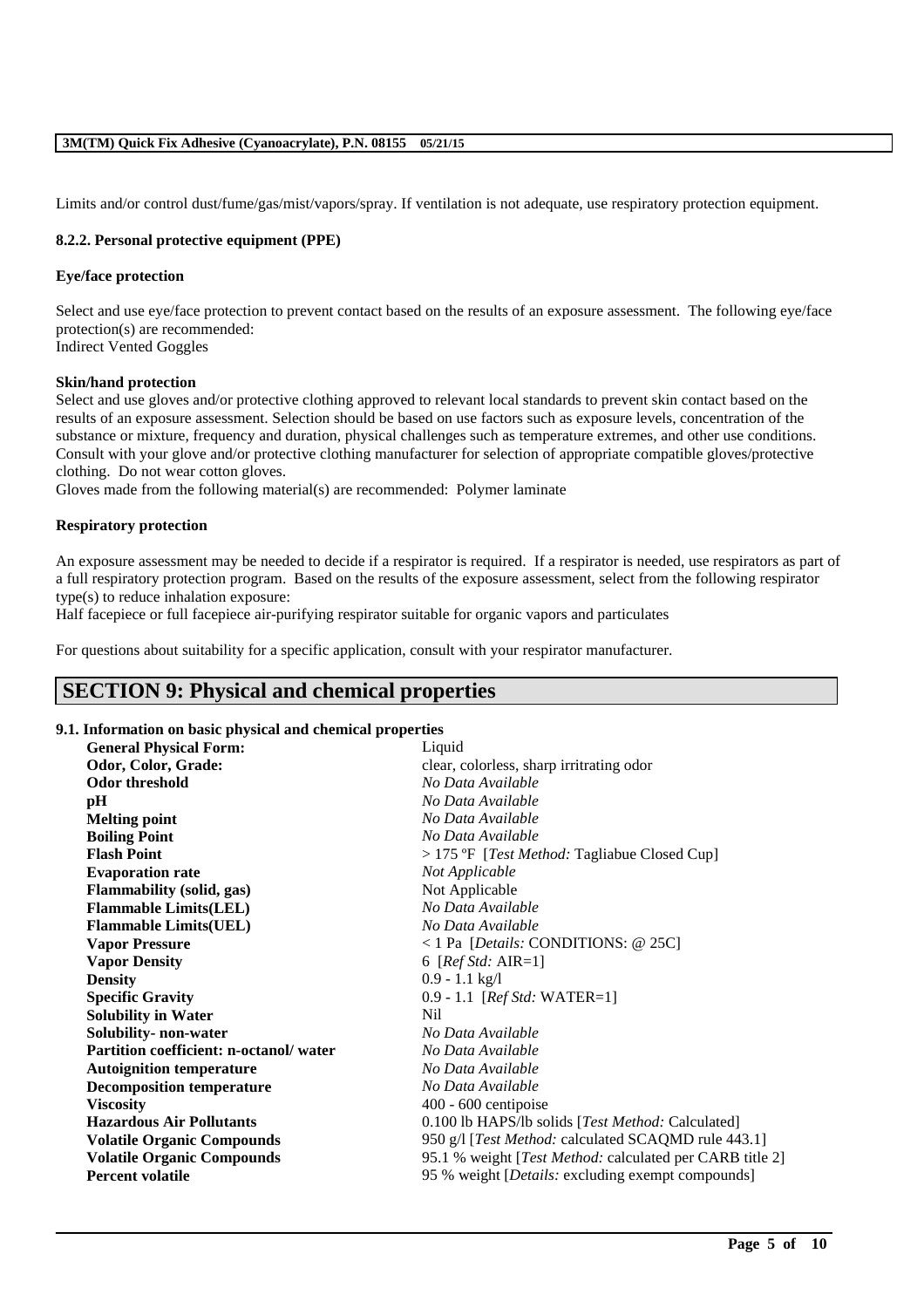Limits and/or control dust/fume/gas/mist/vapors/spray. If ventilation is not adequate, use respiratory protection equipment.

### 8.2.2. Personal protective equipment (PPE)

**Eye/face protection**

Select and use eye/face protection to prevent contact based on the results of an exposure assessment. The following eye/face protection(s) are recommended:
Indirect Vented Goggles

**Skin/hand protection**

Select and use gloves and/or protective clothing approved to relevant local standards to prevent skin contact based on the results of an exposure assessment. Selection should be based on use factors such as exposure levels, concentration of the substance or mixture, frequency and duration, physical challenges such as temperature extremes, and other use conditions. Consult with your glove and/or protective clothing manufacturer for selection of appropriate compatible gloves/protective clothing. Do not wear cotton gloves.
Gloves made from the following material(s) are recommended: Polymer laminate

**Respiratory protection**

An exposure assessment may be needed to decide if a respirator is required. If a respirator is needed, use respirators as part of a full respiratory protection program. Based on the results of the exposure assessment, select from the following respirator type(s) to reduce inhalation exposure:
Half facepiece or full facepiece air-purifying respirator suitable for organic vapors and particulates

For questions about suitability for a specific application, consult with your respirator manufacturer.

## SECTION 9: Physical and chemical properties

### 9.1. Information on basic physical and chemical properties

| | |
|---|---|
| **General Physical Form:** | Liquid |
| **Odor, Color, Grade:** | clear, colorless, sharp irritating odor |
| **Odor threshold** | *No Data Available* |
| **pH** | *No Data Available* |
| **Melting point** | *No Data Available* |
| **Boiling Point** | *No Data Available* |
| **Flash Point** | > 175 ºF [*Test Method:* Tagliabue Closed Cup] |
| **Evaporation rate** | *Not Applicable* |
| **Flammability (solid, gas)** | Not Applicable |
| **Flammable Limits(LEL)** | *No Data Available* |
| **Flammable Limits(UEL)** | *No Data Available* |
| **Vapor Pressure** | < 1 Pa [*Details:* CONDITIONS: @ 25C] |
| **Vapor Density** | 6 [*Ref Std:* AIR=1] |
| **Density** | 0.9 - 1.1 kg/l |
| **Specific Gravity** | 0.9 - 1.1 [*Ref Std:* WATER=1] |
| **Solubility in Water** | Nil |
| **Solubility- non-water** | *No Data Available* |
| **Partition coefficient: n-octanol/ water** | *No Data Available* |
| **Autoignition temperature** | *No Data Available* |
| **Decomposition temperature** | *No Data Available* |
| **Viscosity** | 400 - 600 centipoise |
| **Hazardous Air Pollutants** | 0.100 lb HAPS/lb solids [*Test Method:* Calculated] |
| **Volatile Organic Compounds** | 950 g/l [*Test Method:* calculated SCAQMD rule 443.1] |
| **Volatile Organic Compounds** | 95.1 % weight [*Test Method:* calculated per CARB title 2] |
| **Percent volatile** | 95 % weight [*Details:* excluding exempt compounds] |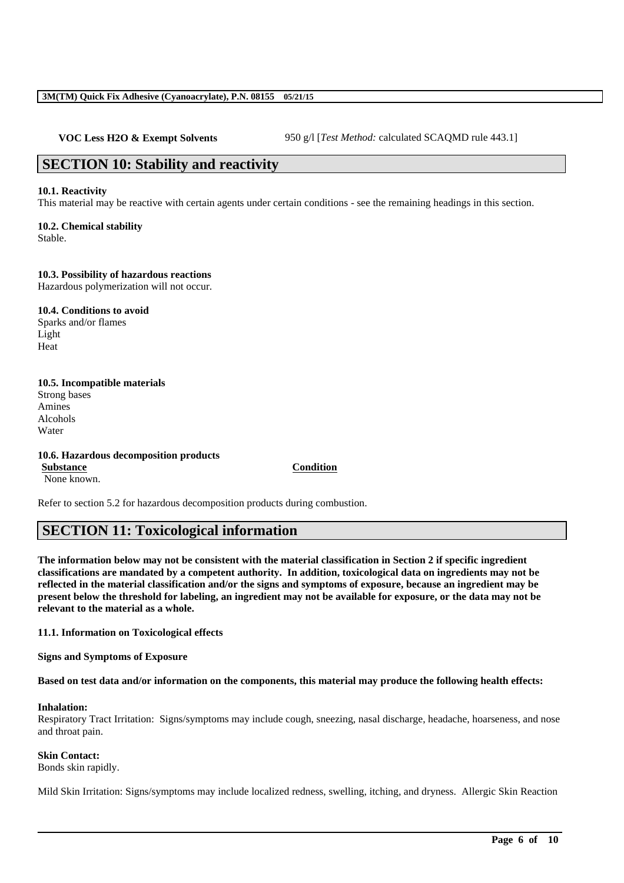**VOC Less H2O & Exempt Solvents** 950 g/l [*Test Method:* calculated SCAQMD rule 443.1]

## SECTION 10: Stability and reactivity

**10.1. Reactivity**
This material may be reactive with certain agents under certain conditions - see the remaining headings in this section.

**10.2. Chemical stability**
Stable.

**10.3. Possibility of hazardous reactions**
Hazardous polymerization will not occur.

**10.4. Conditions to avoid**
Sparks and/or flames
Light
Heat

**10.5. Incompatible materials**
Strong bases
Amines
Alcohols
Water

**10.6. Hazardous decomposition products**

| Substance | Condition |
| --- | --- |
| None known. | |

Refer to section 5.2 for hazardous decomposition products during combustion.

## SECTION 11: Toxicological information

**The information below may not be consistent with the material classification in Section 2 if specific ingredient classifications are mandated by a competent authority. In addition, toxicological data on ingredients may not be reflected in the material classification and/or the signs and symptoms of exposure, because an ingredient may be present below the threshold for labeling, an ingredient may not be available for exposure, or the data may not be relevant to the material as a whole.**

**11.1. Information on Toxicological effects**

**Signs and Symptoms of Exposure**

**Based on test data and/or information on the components, this material may produce the following health effects:**

**Inhalation:**
Respiratory Tract Irritation: Signs/symptoms may include cough, sneezing, nasal discharge, headache, hoarseness, and nose and throat pain.

**Skin Contact:**
Bonds skin rapidly.

Mild Skin Irritation: Signs/symptoms may include localized redness, swelling, itching, and dryness. Allergic Skin Reaction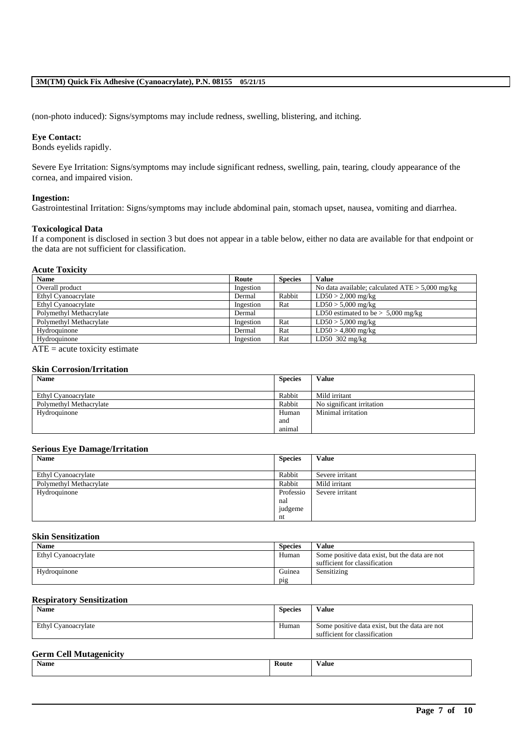(non-photo induced): Signs/symptoms may include redness, swelling, blistering, and itching.

**Eye Contact:**
Bonds eyelids rapidly.

Severe Eye Irritation: Signs/symptoms may include significant redness, swelling, pain, tearing, cloudy appearance of the cornea, and impaired vision.

**Ingestion:**
Gastrointestinal Irritation: Signs/symptoms may include abdominal pain, stomach upset, nausea, vomiting and diarrhea.

### Toxicological Data

If a component is disclosed in section 3 but does not appear in a table below, either no data are available for that endpoint or the data are not sufficient for classification.

#### Acute Toxicity

| Name | Route | Species | Value |
|---|---|---|---|
| Overall product | Ingestion | | No data available; calculated ATE > 5,000 mg/kg |
| Ethyl Cyanoacrylate | Dermal | Rabbit | LD50 > 2,000 mg/kg |
| Ethyl Cyanoacrylate | Ingestion | Rat | LD50 > 5,000 mg/kg |
| Polymethyl Methacrylate | Dermal | | LD50 estimated to be > 5,000 mg/kg |
| Polymethyl Methacrylate | Ingestion | Rat | LD50 > 5,000 mg/kg |
| Hydroquinone | Dermal | Rat | LD50 > 4,800 mg/kg |
| Hydroquinone | Ingestion | Rat | LD50 302 mg/kg |

ATE = acute toxicity estimate

#### Skin Corrosion/Irritation

| Name | Species | Value |
|---|---|---|
| Ethyl Cyanoacrylate | Rabbit | Mild irritant |
| Polymethyl Methacrylate | Rabbit | No significant irritation |
| Hydroquinone | Human and animal | Minimal irritation |

#### Serious Eye Damage/Irritation

| Name | Species | Value |
|---|---|---|
| Ethyl Cyanoacrylate | Rabbit | Severe irritant |
| Polymethyl Methacrylate | Rabbit | Mild irritant |
| Hydroquinone | Professional judgement | Severe irritant |

#### Skin Sensitization

| Name | Species | Value |
|---|---|---|
| Ethyl Cyanoacrylate | Human | Some positive data exist, but the data are not sufficient for classification |
| Hydroquinone | Guinea pig | Sensitizing |

#### Respiratory Sensitization

| Name | Species | Value |
|---|---|---|
| Ethyl Cyanoacrylate | Human | Some positive data exist, but the data are not sufficient for classification |

#### Germ Cell Mutagenicity

| Name | Route | Value |
|---|---|---|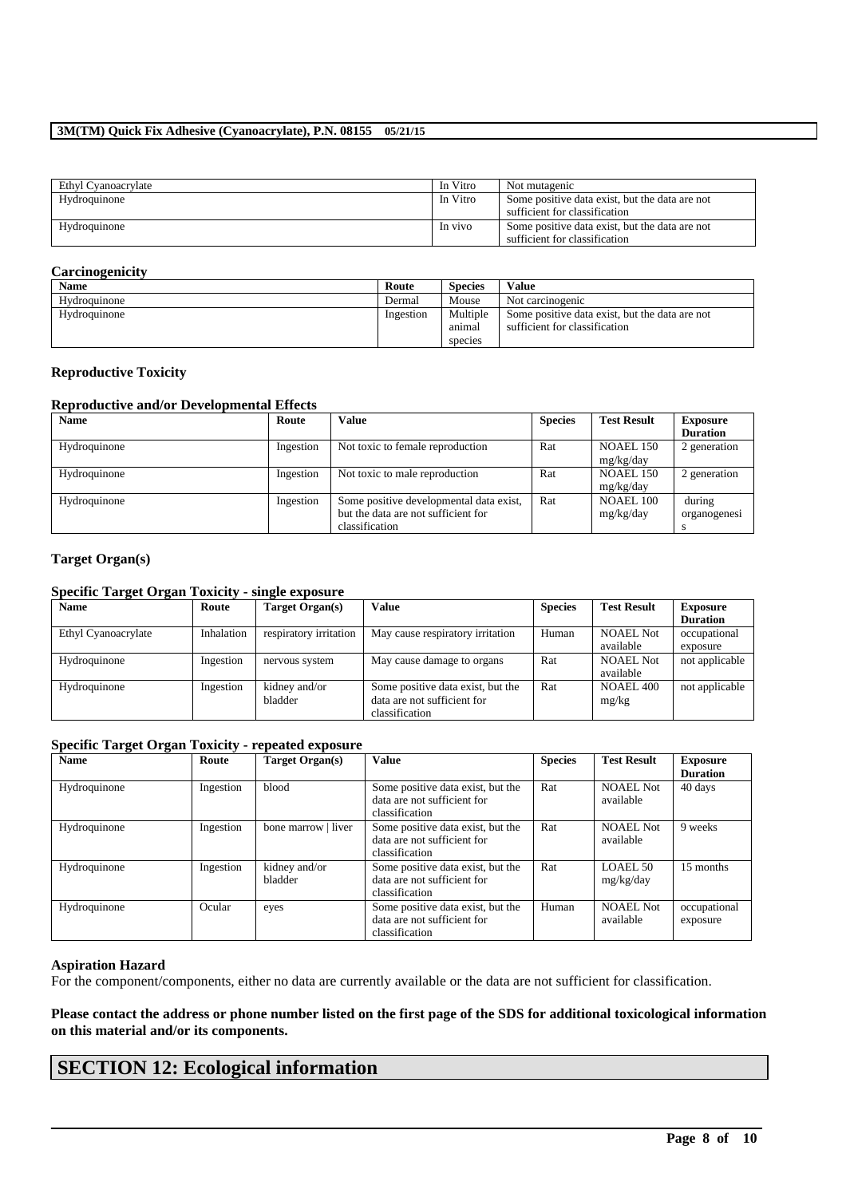| Ethyl Cyanoacrylate | In Vitro | Not mutagenic |
| --- | --- | --- |
| Hydroquinone | In Vitro | Some positive data exist, but the data are not sufficient for classification |
| Hydroquinone | In vivo | Some positive data exist, but the data are not sufficient for classification |

### Carcinogenicity

| Name | Route | Species | Value |
| --- | --- | --- | --- |
| Hydroquinone | Dermal | Mouse | Not carcinogenic |
| Hydroquinone | Ingestion | Multiple animal species | Some positive data exist, but the data are not sufficient for classification |

### Reproductive Toxicity

#### Reproductive and/or Developmental Effects

| Name | Route | Value | Species | Test Result | Exposure Duration |
| --- | --- | --- | --- | --- | --- |
| Hydroquinone | Ingestion | Not toxic to female reproduction | Rat | NOAEL 150 mg/kg/day | 2 generation |
| Hydroquinone | Ingestion | Not toxic to male reproduction | Rat | NOAEL 150 mg/kg/day | 2 generation |
| Hydroquinone | Ingestion | Some positive developmental data exist, but the data are not sufficient for classification | Rat | NOAEL 100 mg/kg/day | during organogenesis |

### Target Organ(s)

#### Specific Target Organ Toxicity - single exposure

| Name | Route | Target Organ(s) | Value | Species | Test Result | Exposure Duration |
| --- | --- | --- | --- | --- | --- | --- |
| Ethyl Cyanoacrylate | Inhalation | respiratory irritation | May cause respiratory irritation | Human | NOAEL Not available | occupational exposure |
| Hydroquinone | Ingestion | nervous system | May cause damage to organs | Rat | NOAEL Not available | not applicable |
| Hydroquinone | Ingestion | kidney and/or bladder | Some positive data exist, but the data are not sufficient for classification | Rat | NOAEL 400 mg/kg | not applicable |

#### Specific Target Organ Toxicity - repeated exposure

| Name | Route | Target Organ(s) | Value | Species | Test Result | Exposure Duration |
| --- | --- | --- | --- | --- | --- | --- |
| Hydroquinone | Ingestion | blood | Some positive data exist, but the data are not sufficient for classification | Rat | NOAEL Not available | 40 days |
| Hydroquinone | Ingestion | bone marrow \| liver | Some positive data exist, but the data are not sufficient for classification | Rat | NOAEL Not available | 9 weeks |
| Hydroquinone | Ingestion | kidney and/or bladder | Some positive data exist, but the data are not sufficient for classification | Rat | LOAEL 50 mg/kg/day | 15 months |
| Hydroquinone | Ocular | eyes | Some positive data exist, but the data are not sufficient for classification | Human | NOAEL Not available | occupational exposure |

### Aspiration Hazard

For the component/components, either no data are currently available or the data are not sufficient for classification.

**Please contact the address or phone number listed on the first page of the SDS for additional toxicological information on this material and/or its components.**

# SECTION 12: Ecological information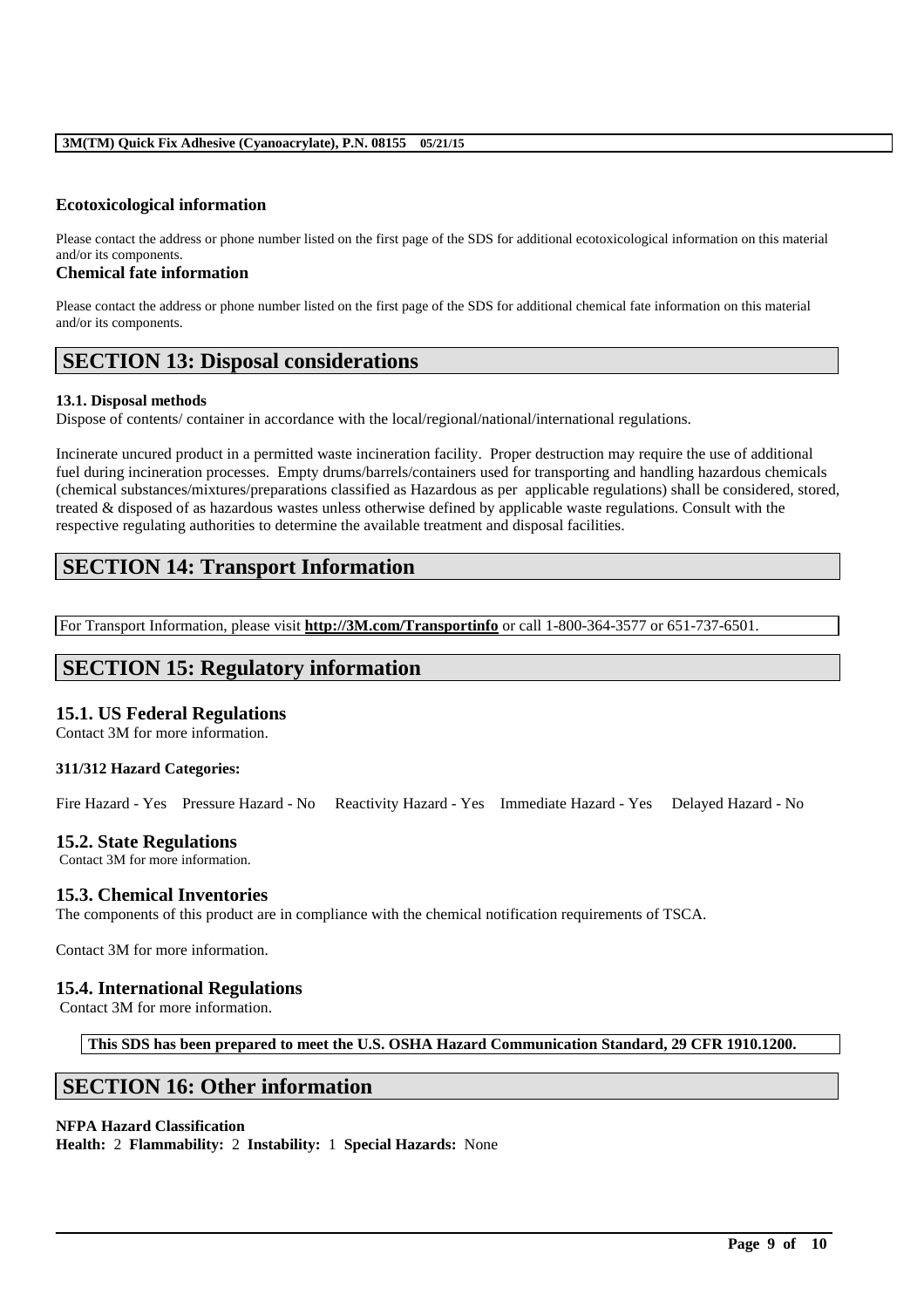### Ecotoxicological information

Please contact the address or phone number listed on the first page of the SDS for additional ecotoxicological information on this material and/or its components.

### Chemical fate information

Please contact the address or phone number listed on the first page of the SDS for additional chemical fate information on this material and/or its components.

## SECTION 13: Disposal considerations

**13.1. Disposal methods**

Dispose of contents/ container in accordance with the local/regional/national/international regulations.

Incinerate uncured product in a permitted waste incineration facility. Proper destruction may require the use of additional fuel during incineration processes. Empty drums/barrels/containers used for transporting and handling hazardous chemicals (chemical substances/mixtures/preparations classified as Hazardous as per applicable regulations) shall be considered, stored, treated & disposed of as hazardous wastes unless otherwise defined by applicable waste regulations. Consult with the respective regulating authorities to determine the available treatment and disposal facilities.

## SECTION 14: Transport Information

For Transport Information, please visit **http://3M.com/Transportinfo** or call 1-800-364-3577 or 651-737-6501.

## SECTION 15: Regulatory information

### 15.1. US Federal Regulations

Contact 3M for more information.

**311/312 Hazard Categories:**

Fire Hazard - Yes Pressure Hazard - No Reactivity Hazard - Yes Immediate Hazard - Yes Delayed Hazard - No

### 15.2. State Regulations

Contact 3M for more information.

### 15.3. Chemical Inventories

The components of this product are in compliance with the chemical notification requirements of TSCA.

Contact 3M for more information.

### 15.4. International Regulations

Contact 3M for more information.

**This SDS has been prepared to meet the U.S. OSHA Hazard Communication Standard, 29 CFR 1910.1200.**

## SECTION 16: Other information

**NFPA Hazard Classification**

**Health:** 2 **Flammability:** 2 **Instability:** 1 **Special Hazards:** None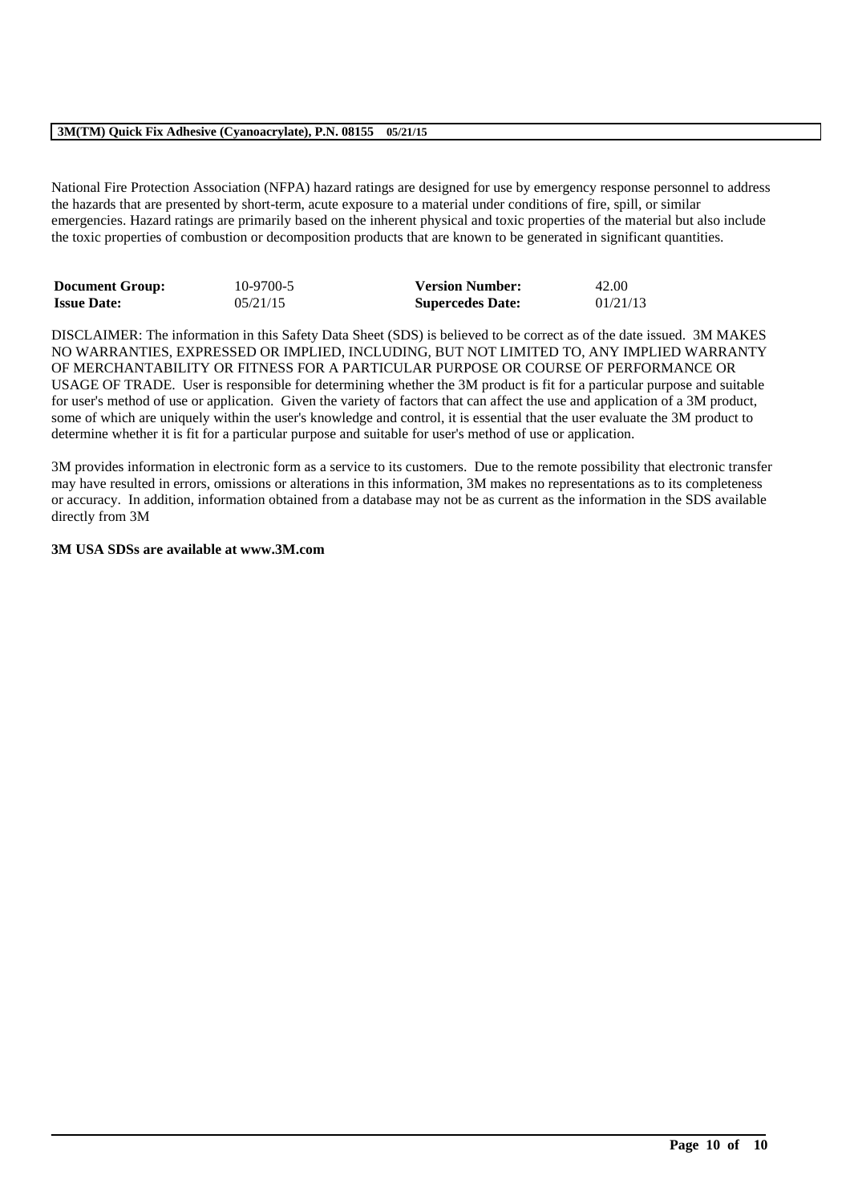National Fire Protection Association (NFPA) hazard ratings are designed for use by emergency response personnel to address the hazards that are presented by short-term, acute exposure to a material under conditions of fire, spill, or similar emergencies. Hazard ratings are primarily based on the inherent physical and toxic properties of the material but also include the toxic properties of combustion or decomposition products that are known to be generated in significant quantities.

| | | | |
|---|---|---|---|
| **Document Group:** | 10-9700-5 | **Version Number:** | 42.00 |
| **Issue Date:** | 05/21/15 | **Supercedes Date:** | 01/21/13 |

DISCLAIMER: The information in this Safety Data Sheet (SDS) is believed to be correct as of the date issued. 3M MAKES NO WARRANTIES, EXPRESSED OR IMPLIED, INCLUDING, BUT NOT LIMITED TO, ANY IMPLIED WARRANTY OF MERCHANTABILITY OR FITNESS FOR A PARTICULAR PURPOSE OR COURSE OF PERFORMANCE OR USAGE OF TRADE. User is responsible for determining whether the 3M product is fit for a particular purpose and suitable for user's method of use or application. Given the variety of factors that can affect the use and application of a 3M product, some of which are uniquely within the user's knowledge and control, it is essential that the user evaluate the 3M product to determine whether it is fit for a particular purpose and suitable for user's method of use or application.

3M provides information in electronic form as a service to its customers. Due to the remote possibility that electronic transfer may have resulted in errors, omissions or alterations in this information, 3M makes no representations as to its completeness or accuracy. In addition, information obtained from a database may not be as current as the information in the SDS available directly from 3M

**3M USA SDSs are available at www.3M.com**